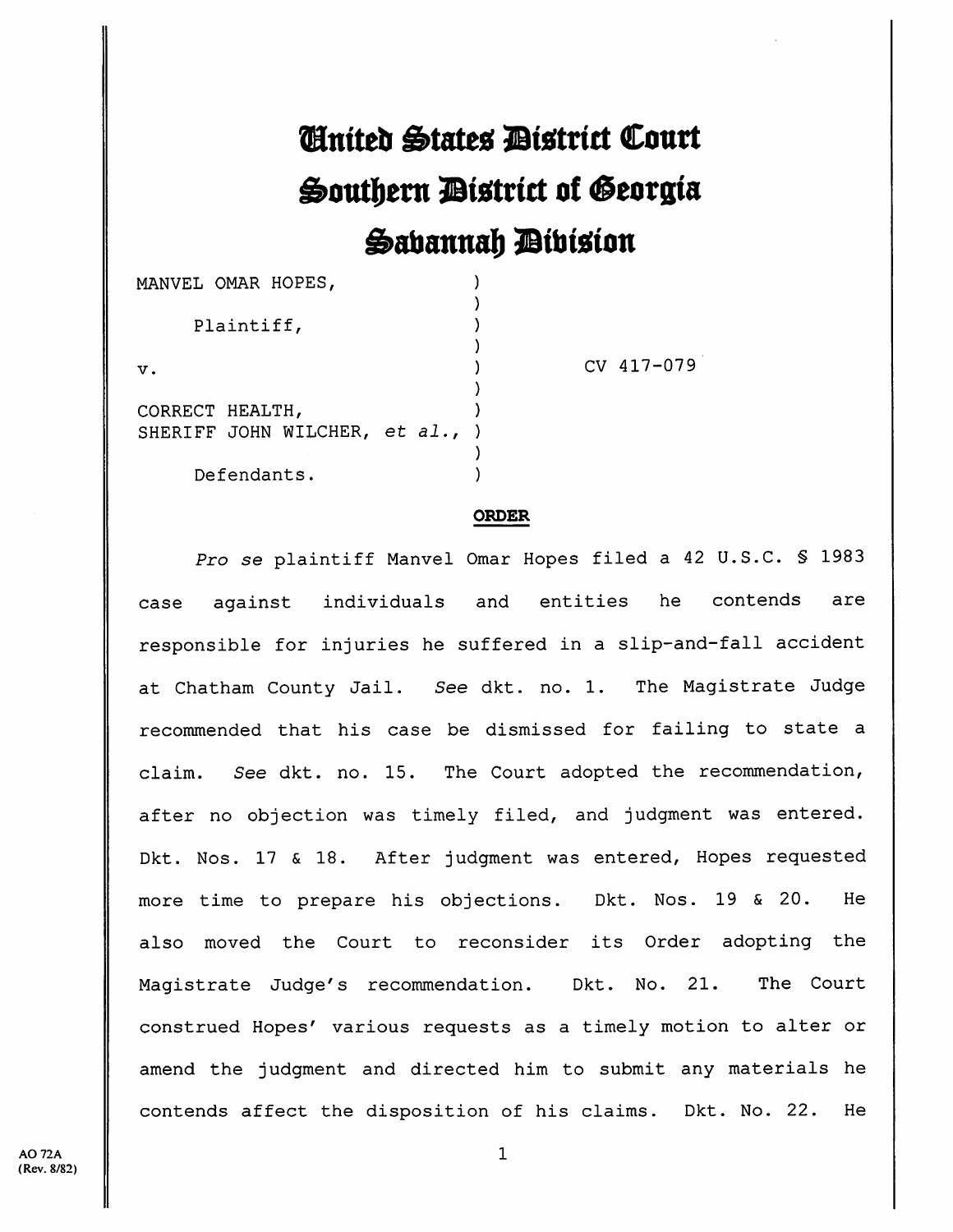# United States District Court
# Southern District of Georgia
# Savannah Division

MANVEL OMAR HOPES,

Plaintiff,

v.

CORRECT HEALTH, SHERIFF JOHN WILCHER, *et al.*,

Defendants.

CV 417-079

**ORDER**

*Pro se* plaintiff Manvel Omar Hopes filed a 42 U.S.C. § 1983 case against individuals and entities he contends are responsible for injuries he suffered in a slip-and-fall accident at Chatham County Jail. *See* dkt. no. 1. The Magistrate Judge recommended that his case be dismissed for failing to state a claim. *See* dkt. no. 15. The Court adopted the recommendation, after no objection was timely filed, and judgment was entered. Dkt. Nos. 17 & 18. After judgment was entered, Hopes requested more time to prepare his objections. Dkt. Nos. 19 & 20. He also moved the Court to reconsider its Order adopting the Magistrate Judge's recommendation. Dkt. No. 21. The Court construed Hopes' various requests as a timely motion to alter or amend the judgment and directed him to submit any materials he contends affect the disposition of his claims. Dkt. No. 22. He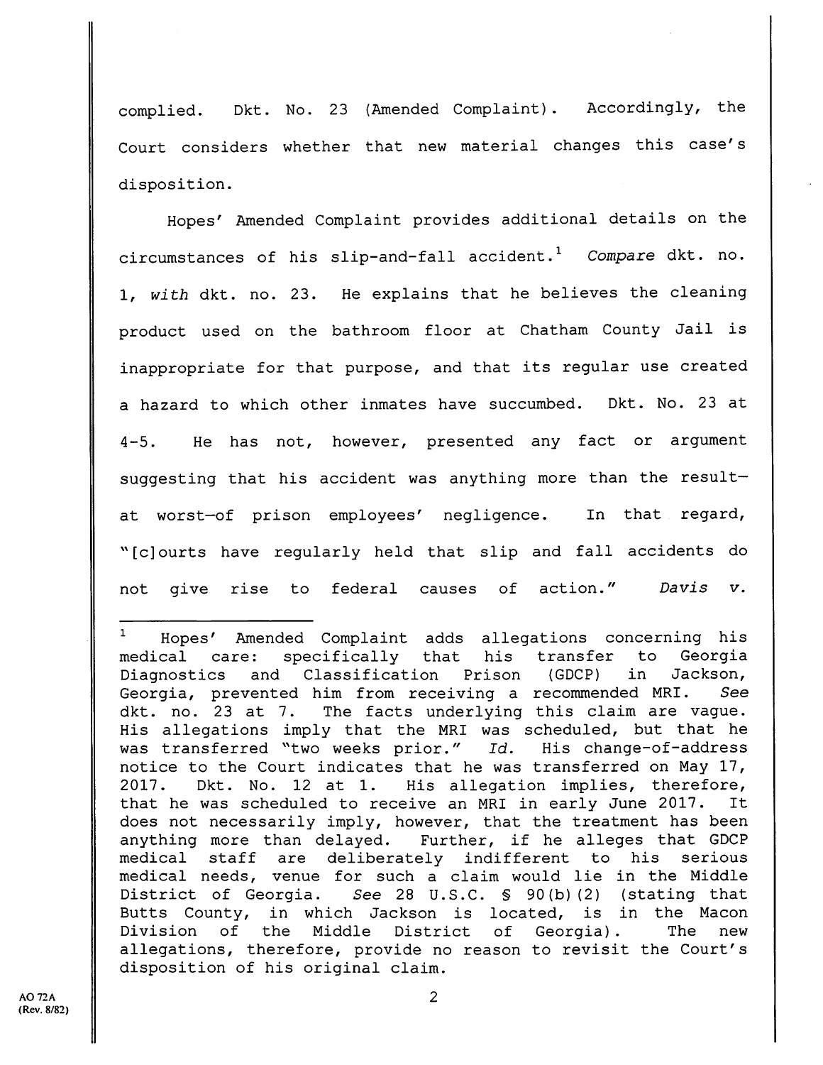complied. Dkt. No. 23 (Amended Complaint). Accordingly, the Court considers whether that new material changes this case's disposition.

Hopes' Amended Complaint provides additional details on the circumstances of his slip-and-fall accident.[1] *Compare* dkt. no. 1, *with* dkt. no. 23. He explains that he believes the cleaning product used on the bathroom floor at Chatham County Jail is inappropriate for that purpose, and that its regular use created a hazard to which other inmates have succumbed. Dkt. No. 23 at 4-5. He has not, however, presented any fact or argument suggesting that his accident was anything more than the result—at worst—of prison employees' negligence. In that regard, "[c]ourts have regularly held that slip and fall accidents do not give rise to federal causes of action." *Davis v.*

---

[1] Hopes' Amended Complaint adds allegations concerning his medical care: specifically that his transfer to Georgia Diagnostics and Classification Prison (GDCP) in Jackson, Georgia, prevented him from receiving a recommended MRI. *See* dkt. no. 23 at 7. The facts underlying this claim are vague. His allegations imply that the MRI was scheduled, but that he was transferred "two weeks prior." *Id.* His change-of-address notice to the Court indicates that he was transferred on May 17, 2017. Dkt. No. 12 at 1. His allegation implies, therefore, that he was scheduled to receive an MRI in early June 2017. It does not necessarily imply, however, that the treatment has been anything more than delayed. Further, if he alleges that GDCP medical staff are deliberately indifferent to his serious medical needs, venue for such a claim would lie in the Middle District of Georgia. *See* 28 U.S.C. § 90(b)(2) (stating that Butts County, in which Jackson is located, is in the Macon Division of the Middle District of Georgia). The new allegations, therefore, provide no reason to revisit the Court's disposition of his original claim.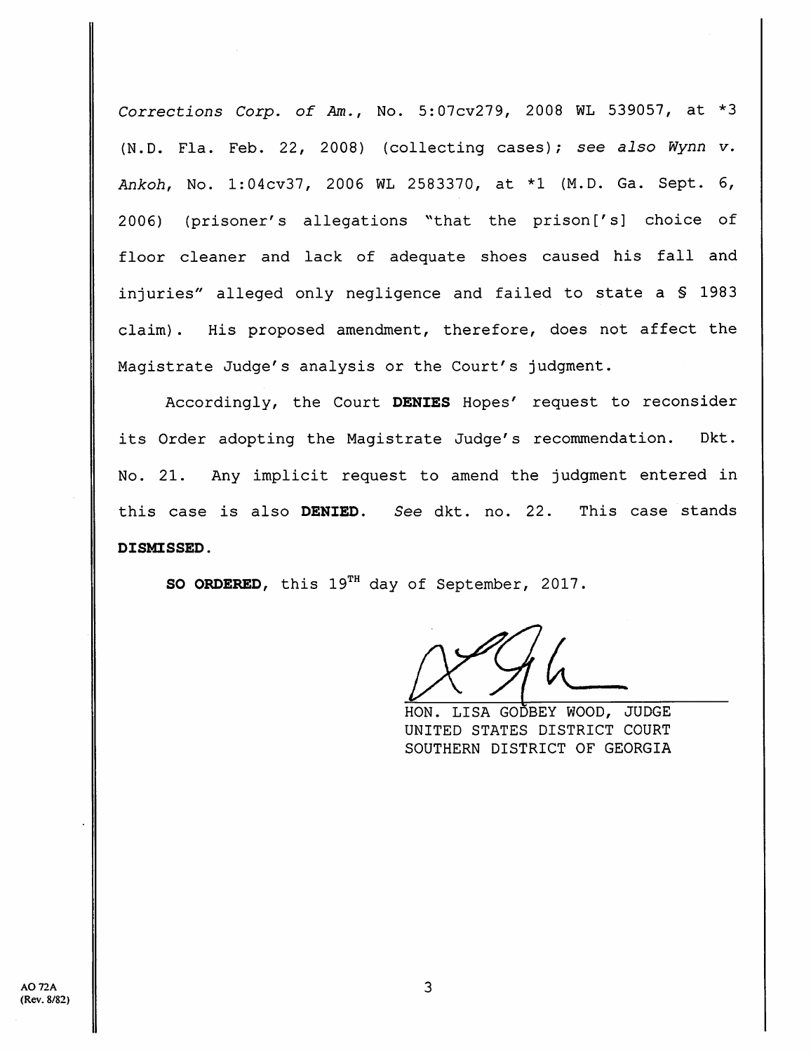*Corrections Corp. of Am.*, No. 5:07cv279, 2008 WL 539057, at *3 (N.D. Fla. Feb. 22, 2008) (collecting cases); *see also Wynn v. Ankoh*, No. 1:04cv37, 2006 WL 2583370, at *1 (M.D. Ga. Sept. 6, 2006) (prisoner's allegations "that the prison['s] choice of floor cleaner and lack of adequate shoes caused his fall and injuries" alleged only negligence and failed to state a § 1983 claim). His proposed amendment, therefore, does not affect the Magistrate Judge's analysis or the Court's judgment.

Accordingly, the Court **DENIES** Hopes' request to reconsider its Order adopting the Magistrate Judge's recommendation. Dkt. No. 21. Any implicit request to amend the judgment entered in this case is also **DENIED**. *See* dkt. no. 22. This case stands **DISMISSED**.

**SO ORDERED**, this 19TH day of September, 2017.

HON. LISA GODBEY WOOD, JUDGE
UNITED STATES DISTRICT COURT
SOUTHERN DISTRICT OF GEORGIA

AO 72A
(Rev. 8/82)